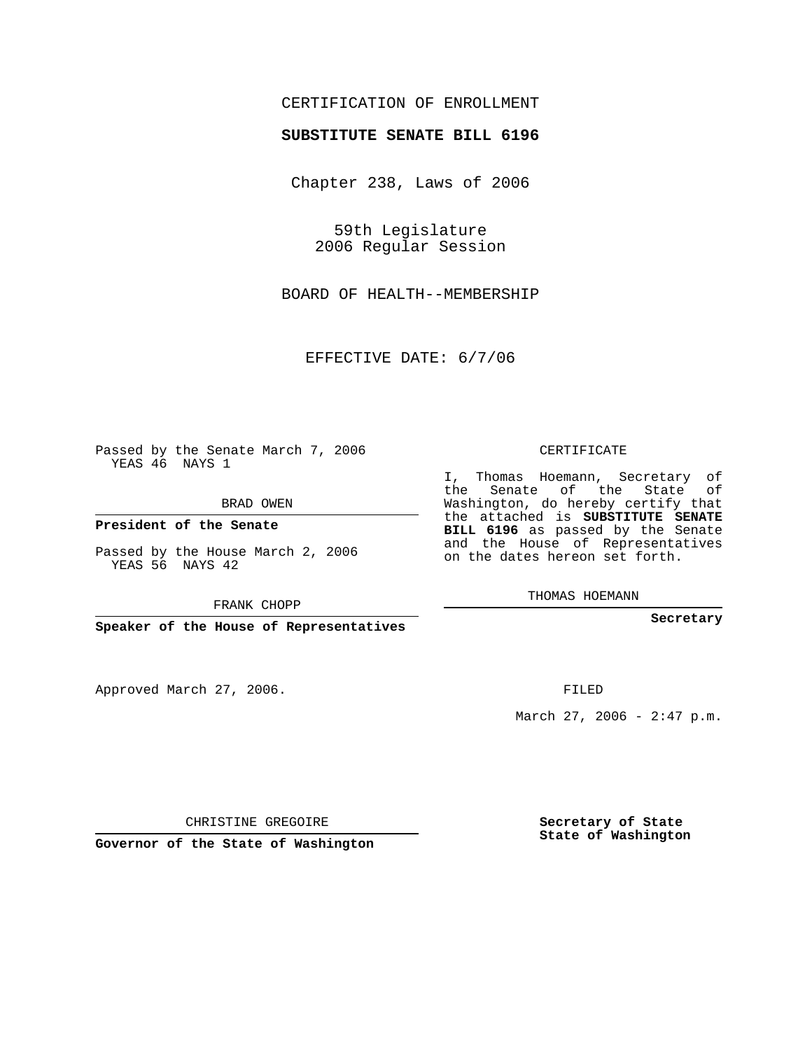CERTIFICATION OF ENROLLMENT

**SUBSTITUTE SENATE BILL 6196**

Chapter 238, Laws of 2006

59th Legislature
2006 Regular Session

BOARD OF HEALTH--MEMBERSHIP

EFFECTIVE DATE: 6/7/06

Passed by the Senate March 7, 2006
YEAS 46 NAYS 1

BRAD OWEN

**President of the Senate**

Passed by the House March 2, 2006
YEAS 56 NAYS 42

FRANK CHOPP

**Speaker of the House of Representatives**

CERTIFICATE

I, Thomas Hoemann, Secretary of the Senate of the State of Washington, do hereby certify that the attached is **SUBSTITUTE SENATE BILL 6196** as passed by the Senate and the House of Representatives on the dates hereon set forth.

THOMAS HOEMANN

**Secretary**

Approved March 27, 2006.

FILED

March 27, 2006 - 2:47 p.m.

CHRISTINE GREGOIRE

**Governor of the State of Washington**

**Secretary of State**
**State of Washington**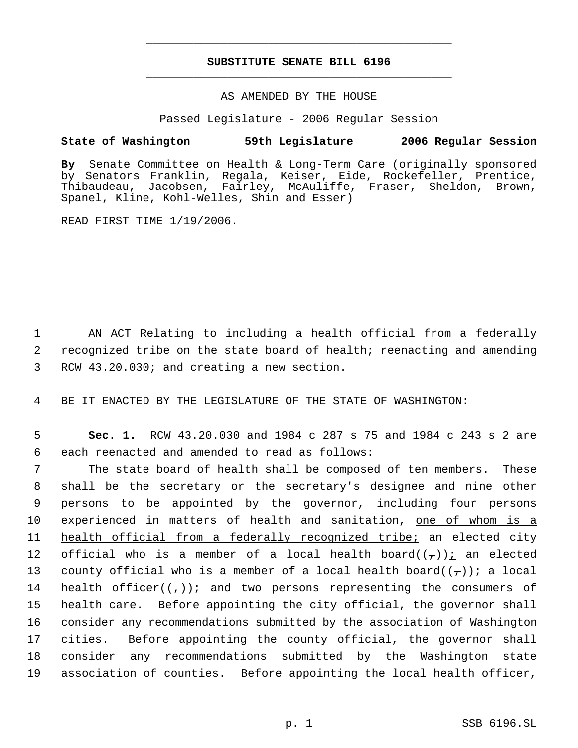# SUBSTITUTE SENATE BILL 6196

AS AMENDED BY THE HOUSE

Passed Legislature - 2006 Regular Session

**State of Washington 59th Legislature 2006 Regular Session**

**By** Senate Committee on Health & Long-Term Care (originally sponsored by Senators Franklin, Regala, Keiser, Eide, Rockefeller, Prentice, Thibaudeau, Jacobsen, Fairley, McAuliffe, Fraser, Sheldon, Brown, Spanel, Kline, Kohl-Welles, Shin and Esser)

READ FIRST TIME 1/19/2006.

1 AN ACT Relating to including a health official from a federally
2 recognized tribe on the state board of health; reenacting and amending
3 RCW 43.20.030; and creating a new section.

4 BE IT ENACTED BY THE LEGISLATURE OF THE STATE OF WASHINGTON:

5 **Sec. 1.** RCW 43.20.030 and 1984 c 287 s 75 and 1984 c 243 s 2 are
6 each reenacted and amended to read as follows:

7 The state board of health shall be composed of ten members. These
8 shall be the secretary or the secretary's designee and nine other
9 persons to be appointed by the governor, including four persons
10 experienced in matters of health and sanitation, <u>one of whom is a</u>
11 <u>health official from a federally recognized tribe;</u> an elected city
12 official who is a member of a local health board((,))<u>;</u> an elected
13 county official who is a member of a local health board((,))<u>;</u> a local
14 health officer((,))<u>;</u> and two persons representing the consumers of
15 health care. Before appointing the city official, the governor shall
16 consider any recommendations submitted by the association of Washington
17 cities. Before appointing the county official, the governor shall
18 consider any recommendations submitted by the Washington state
19 association of counties. Before appointing the local health officer,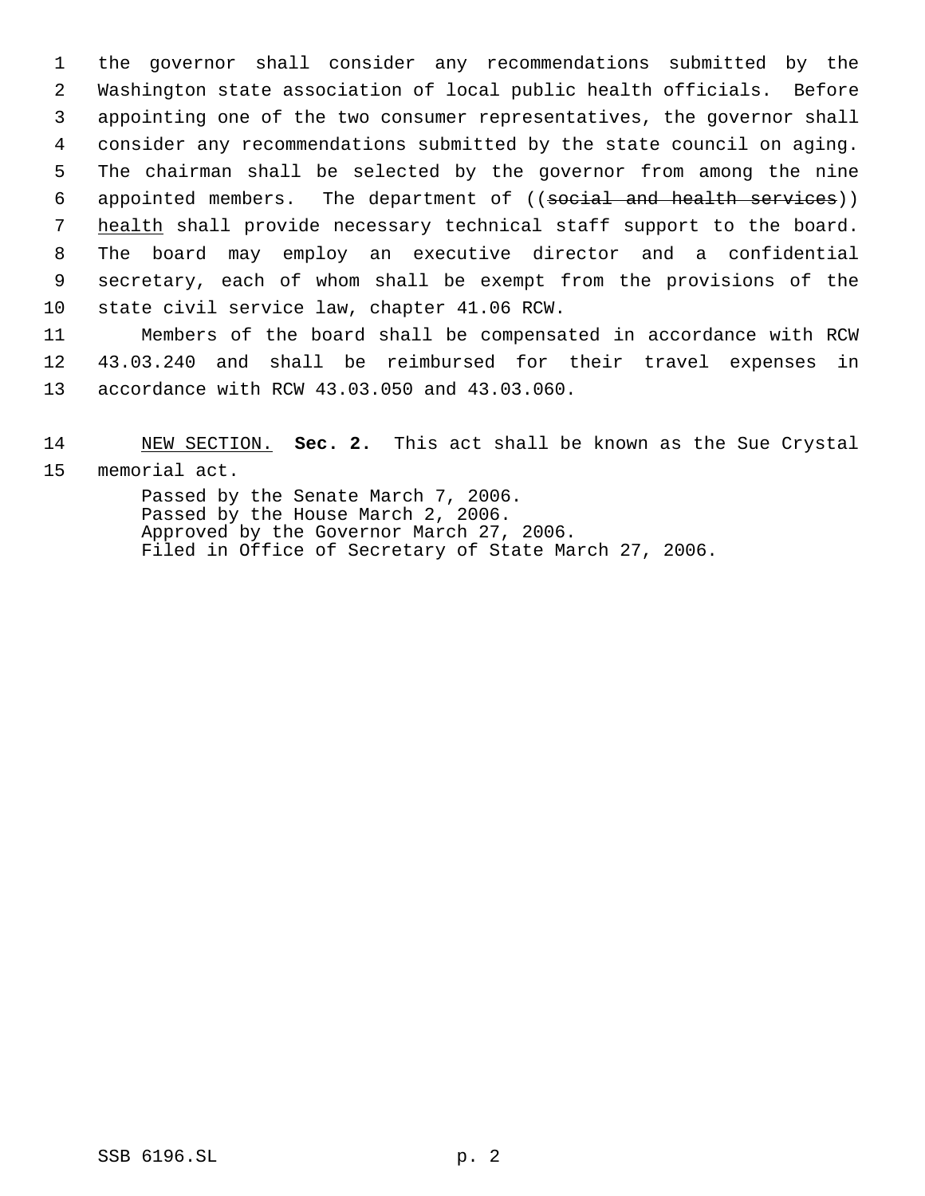the governor shall consider any recommendations submitted by the Washington state association of local public health officials. Before appointing one of the two consumer representatives, the governor shall consider any recommendations submitted by the state council on aging. The chairman shall be selected by the governor from among the nine appointed members. The department of ((~~social and health services~~)) health shall provide necessary technical staff support to the board. The board may employ an executive director and a confidential secretary, each of whom shall be exempt from the provisions of the state civil service law, chapter 41.06 RCW.

Members of the board shall be compensated in accordance with RCW 43.03.240 and shall be reimbursed for their travel expenses in accordance with RCW 43.03.050 and 43.03.060.

NEW SECTION. **Sec. 2.** This act shall be known as the Sue Crystal memorial act.

Passed by the Senate March 7, 2006.
Passed by the House March 2, 2006.
Approved by the Governor March 27, 2006.
Filed in Office of Secretary of State March 27, 2006.